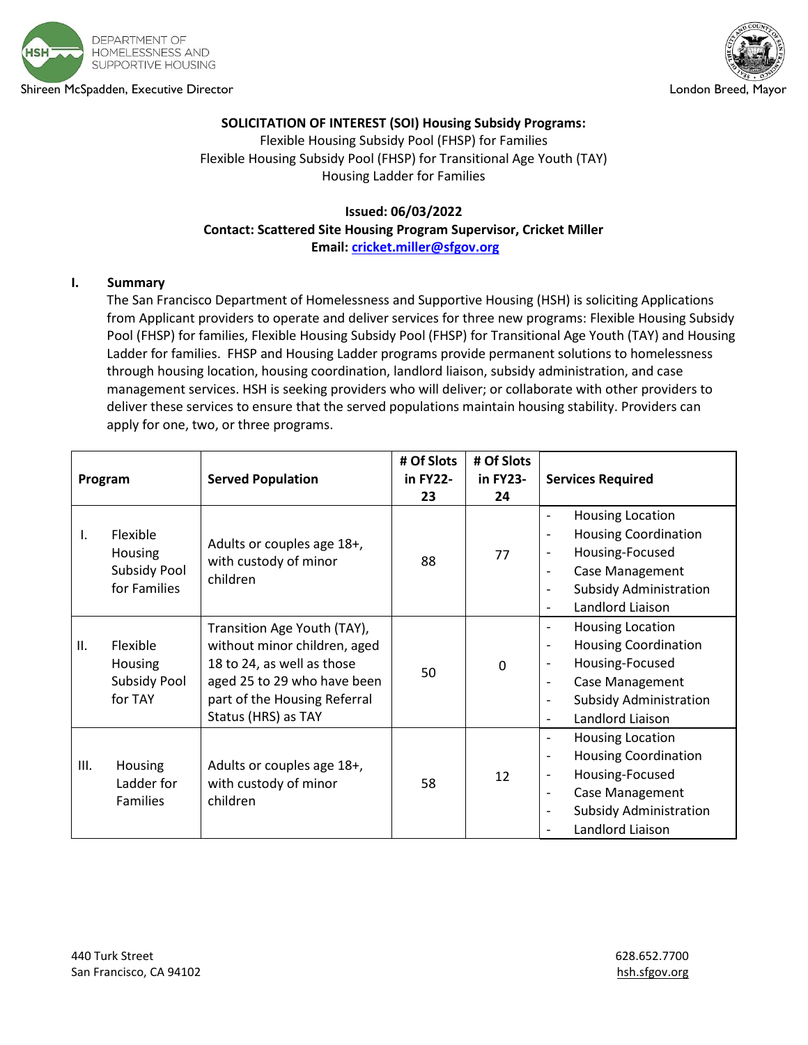DEPARTMENT OF HOMELESSNESS AND SUPPORTIVE HOUSING

Shireen McSpadden, Executive Director

London Breed, Mayor

**SOLICITATION OF INTEREST (SOI) Housing Subsidy Programs:**

Flexible Housing Subsidy Pool (FHSP) for Families

Flexible Housing Subsidy Pool (FHSP) for Transitional Age Youth (TAY)

Housing Ladder for Families

**Issued: 06/03/2022**

**Contact: Scattered Site Housing Program Supervisor, Cricket Miller**

**Email: cricket.miller@sfgov.org**

## I. Summary

The San Francisco Department of Homelessness and Supportive Housing (HSH) is soliciting Applications from Applicant providers to operate and deliver services for three new programs: Flexible Housing Subsidy Pool (FHSP) for families, Flexible Housing Subsidy Pool (FHSP) for Transitional Age Youth (TAY) and Housing Ladder for families. FHSP and Housing Ladder programs provide permanent solutions to homelessness through housing location, housing coordination, landlord liaison, subsidy administration, and case management services. HSH is seeking providers who will deliver; or collaborate with other providers to deliver these services to ensure that the served populations maintain housing stability. Providers can apply for one, two, or three programs.

| Program | Served Population | # Of Slots in FY22-23 | # Of Slots in FY23-24 | Services Required |
|---|---|---|---|---|
| I. Flexible Housing Subsidy Pool for Families | Adults or couples age 18+, with custody of minor children | 88 | 77 | - Housing Location<br>- Housing Coordination<br>- Housing-Focused<br>- Case Management<br>- Subsidy Administration<br>- Landlord Liaison |
| II. Flexible Housing Subsidy Pool for TAY | Transition Age Youth (TAY), without minor children, aged 18 to 24, as well as those aged 25 to 29 who have been part of the Housing Referral Status (HRS) as TAY | 50 | 0 | - Housing Location<br>- Housing Coordination<br>- Housing-Focused<br>- Case Management<br>- Subsidy Administration<br>- Landlord Liaison |
| III. Housing Ladder for Families | Adults or couples age 18+, with custody of minor children | 58 | 12 | - Housing Location<br>- Housing Coordination<br>- Housing-Focused<br>- Case Management<br>- Subsidy Administration<br>- Landlord Liaison |

440 Turk Street
San Francisco, CA 94102

628.652.7700
hsh.sfgov.org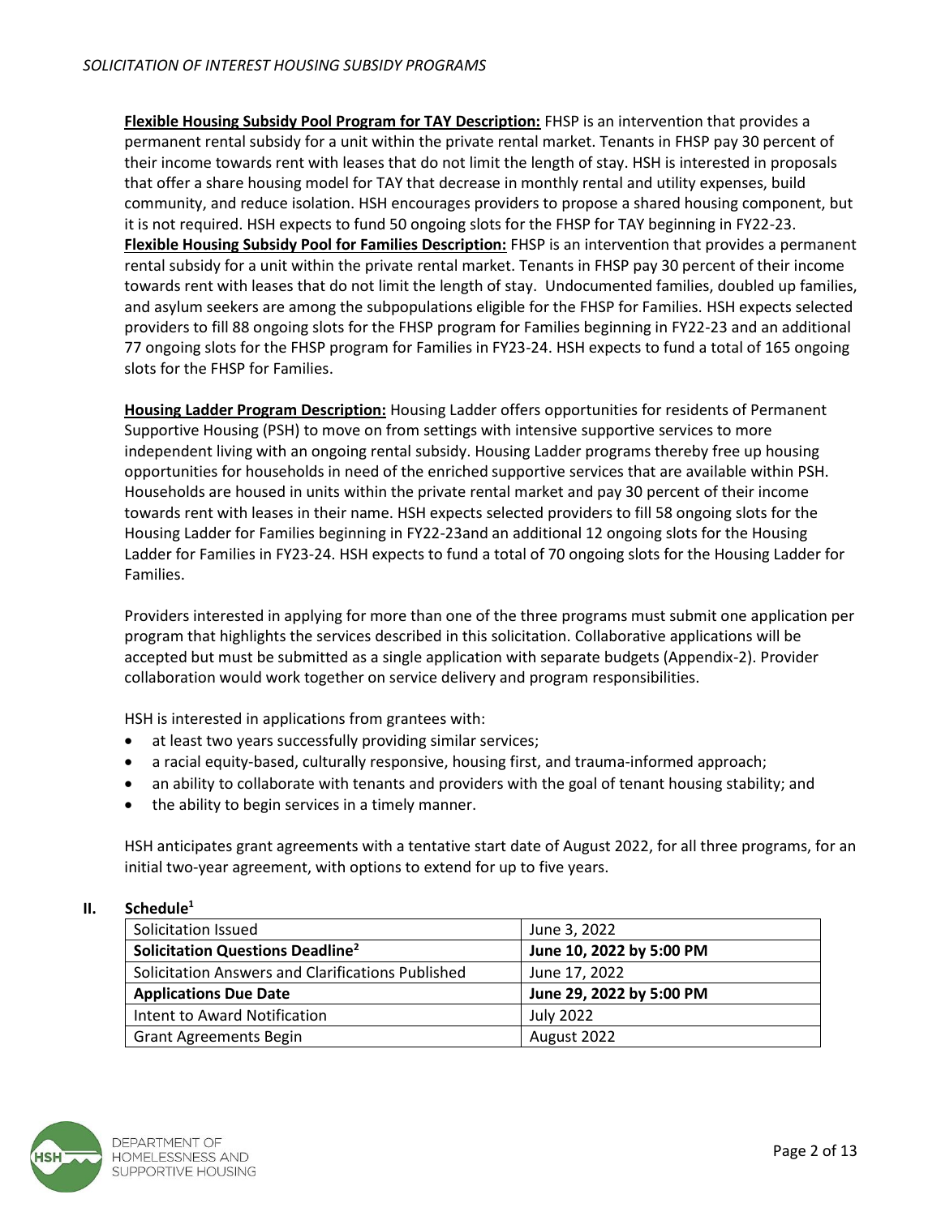**Flexible Housing Subsidy Pool Program for TAY Description:** FHSP is an intervention that provides a permanent rental subsidy for a unit within the private rental market. Tenants in FHSP pay 30 percent of their income towards rent with leases that do not limit the length of stay. HSH is interested in proposals that offer a share housing model for TAY that decrease in monthly rental and utility expenses, build community, and reduce isolation. HSH encourages providers to propose a shared housing component, but it is not required. HSH expects to fund 50 ongoing slots for the FHSP for TAY beginning in FY22-23.
**Flexible Housing Subsidy Pool for Families Description:** FHSP is an intervention that provides a permanent rental subsidy for a unit within the private rental market. Tenants in FHSP pay 30 percent of their income towards rent with leases that do not limit the length of stay. Undocumented families, doubled up families, and asylum seekers are among the subpopulations eligible for the FHSP for Families. HSH expects selected providers to fill 88 ongoing slots for the FHSP program for Families beginning in FY22-23 and an additional 77 ongoing slots for the FHSP program for Families in FY23-24. HSH expects to fund a total of 165 ongoing slots for the FHSP for Families.

**Housing Ladder Program Description:** Housing Ladder offers opportunities for residents of Permanent Supportive Housing (PSH) to move on from settings with intensive supportive services to more independent living with an ongoing rental subsidy. Housing Ladder programs thereby free up housing opportunities for households in need of the enriched supportive services that are available within PSH. Households are housed in units within the private rental market and pay 30 percent of their income towards rent with leases in their name. HSH expects selected providers to fill 58 ongoing slots for the Housing Ladder for Families beginning in FY22-23and an additional 12 ongoing slots for the Housing Ladder for Families in FY23-24. HSH expects to fund a total of 70 ongoing slots for the Housing Ladder for Families.

Providers interested in applying for more than one of the three programs must submit one application per program that highlights the services described in this solicitation. Collaborative applications will be accepted but must be submitted as a single application with separate budgets (Appendix-2). Provider collaboration would work together on service delivery and program responsibilities.

HSH is interested in applications from grantees with:

- at least two years successfully providing similar services;
- a racial equity-based, culturally responsive, housing first, and trauma-informed approach;
- an ability to collaborate with tenants and providers with the goal of tenant housing stability; and
- the ability to begin services in a timely manner.

HSH anticipates grant agreements with a tentative start date of August 2022, for all three programs, for an initial two-year agreement, with options to extend for up to five years.

## II. Schedule[1]

| Solicitation Issued | June 3, 2022 |
|---|---|
| **Solicitation Questions Deadline[2]** | **June 10, 2022 by 5:00 PM** |
| Solicitation Answers and Clarifications Published | June 17, 2022 |
| **Applications Due Date** | **June 29, 2022 by 5:00 PM** |
| Intent to Award Notification | July 2022 |
| Grant Agreements Begin | August 2022 |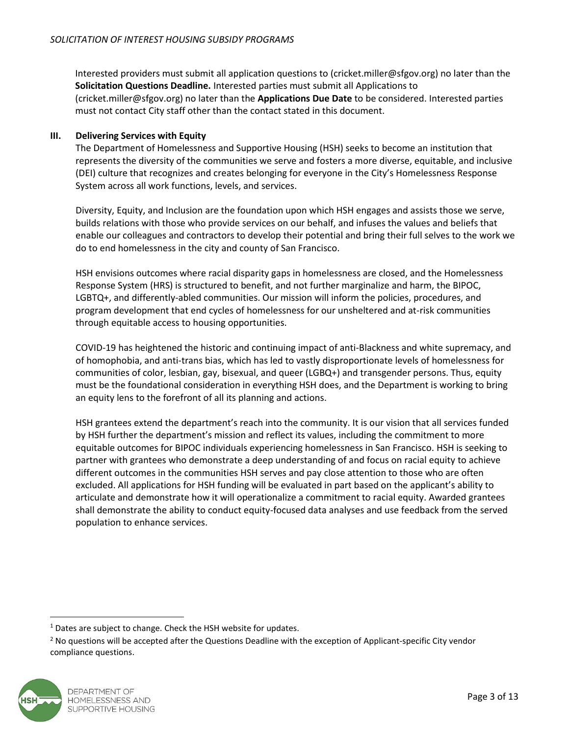Interested providers must submit all application questions to (cricket.miller@sfgov.org) no later than the **Solicitation Questions Deadline.** Interested parties must submit all Applications to (cricket.miller@sfgov.org) no later than the **Applications Due Date** to be considered. Interested parties must not contact City staff other than the contact stated in this document.

## III. Delivering Services with Equity

The Department of Homelessness and Supportive Housing (HSH) seeks to become an institution that represents the diversity of the communities we serve and fosters a more diverse, equitable, and inclusive (DEI) culture that recognizes and creates belonging for everyone in the City's Homelessness Response System across all work functions, levels, and services.

Diversity, Equity, and Inclusion are the foundation upon which HSH engages and assists those we serve, builds relations with those who provide services on our behalf, and infuses the values and beliefs that enable our colleagues and contractors to develop their potential and bring their full selves to the work we do to end homelessness in the city and county of San Francisco.

HSH envisions outcomes where racial disparity gaps in homelessness are closed, and the Homelessness Response System (HRS) is structured to benefit, and not further marginalize and harm, the BIPOC, LGBTQ+, and differently-abled communities. Our mission will inform the policies, procedures, and program development that end cycles of homelessness for our unsheltered and at-risk communities through equitable access to housing opportunities.

COVID-19 has heightened the historic and continuing impact of anti-Blackness and white supremacy, and of homophobia, and anti-trans bias, which has led to vastly disproportionate levels of homelessness for communities of color, lesbian, gay, bisexual, and queer (LGBQ+) and transgender persons. Thus, equity must be the foundational consideration in everything HSH does, and the Department is working to bring an equity lens to the forefront of all its planning and actions.

HSH grantees extend the department's reach into the community. It is our vision that all services funded by HSH further the department's mission and reflect its values, including the commitment to more equitable outcomes for BIPOC individuals experiencing homelessness in San Francisco. HSH is seeking to partner with grantees who demonstrate a deep understanding of and focus on racial equity to achieve different outcomes in the communities HSH serves and pay close attention to those who are often excluded. All applications for HSH funding will be evaluated in part based on the applicant's ability to articulate and demonstrate how it will operationalize a commitment to racial equity. Awarded grantees shall demonstrate the ability to conduct equity-focused data analyses and use feedback from the served population to enhance services.

---

[1] Dates are subject to change. Check the HSH website for updates.

[2] No questions will be accepted after the Questions Deadline with the exception of Applicant-specific City vendor compliance questions.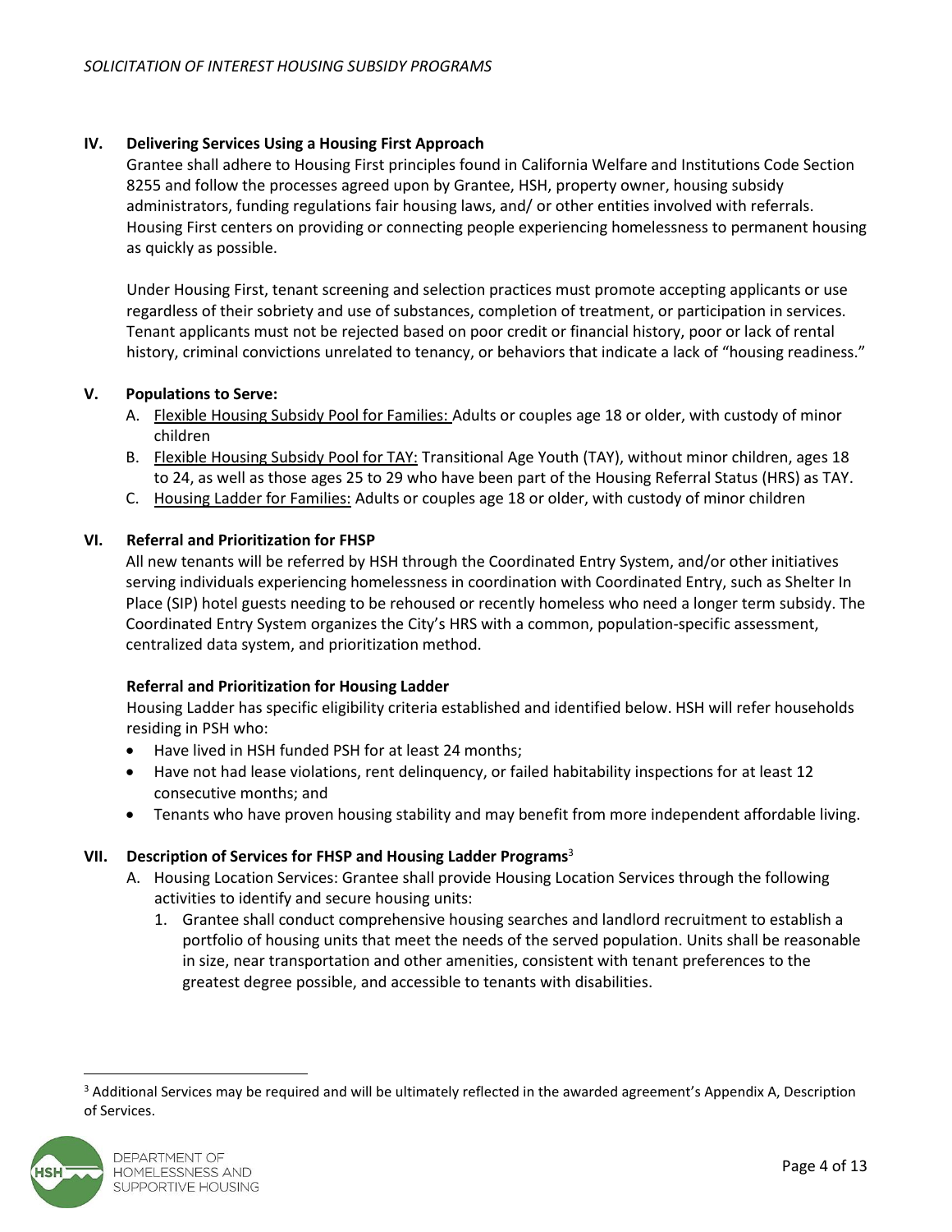## IV. Delivering Services Using a Housing First Approach

Grantee shall adhere to Housing First principles found in California Welfare and Institutions Code Section 8255 and follow the processes agreed upon by Grantee, HSH, property owner, housing subsidy administrators, funding regulations fair housing laws, and/ or other entities involved with referrals. Housing First centers on providing or connecting people experiencing homelessness to permanent housing as quickly as possible.

Under Housing First, tenant screening and selection practices must promote accepting applicants or use regardless of their sobriety and use of substances, completion of treatment, or participation in services. Tenant applicants must not be rejected based on poor credit or financial history, poor or lack of rental history, criminal convictions unrelated to tenancy, or behaviors that indicate a lack of "housing readiness."

## V. Populations to Serve:

A. Flexible Housing Subsidy Pool for Families: Adults or couples age 18 or older, with custody of minor children
B. Flexible Housing Subsidy Pool for TAY: Transitional Age Youth (TAY), without minor children, ages 18 to 24, as well as those ages 25 to 29 who have been part of the Housing Referral Status (HRS) as TAY.
C. Housing Ladder for Families: Adults or couples age 18 or older, with custody of minor children

## VI. Referral and Prioritization for FHSP

All new tenants will be referred by HSH through the Coordinated Entry System, and/or other initiatives serving individuals experiencing homelessness in coordination with Coordinated Entry, such as Shelter In Place (SIP) hotel guests needing to be rehoused or recently homeless who need a longer term subsidy. The Coordinated Entry System organizes the City's HRS with a common, population-specific assessment, centralized data system, and prioritization method.

### Referral and Prioritization for Housing Ladder

Housing Ladder has specific eligibility criteria established and identified below. HSH will refer households residing in PSH who:

- Have lived in HSH funded PSH for at least 24 months;
- Have not had lease violations, rent delinquency, or failed habitability inspections for at least 12 consecutive months; and
- Tenants who have proven housing stability and may benefit from more independent affordable living.

## VII. Description of Services for FHSP and Housing Ladder Programs[3]

A. Housing Location Services: Grantee shall provide Housing Location Services through the following activities to identify and secure housing units:
   1. Grantee shall conduct comprehensive housing searches and landlord recruitment to establish a portfolio of housing units that meet the needs of the served population. Units shall be reasonable in size, near transportation and other amenities, consistent with tenant preferences to the greatest degree possible, and accessible to tenants with disabilities.

[3] Additional Services may be required and will be ultimately reflected in the awarded agreement's Appendix A, Description of Services.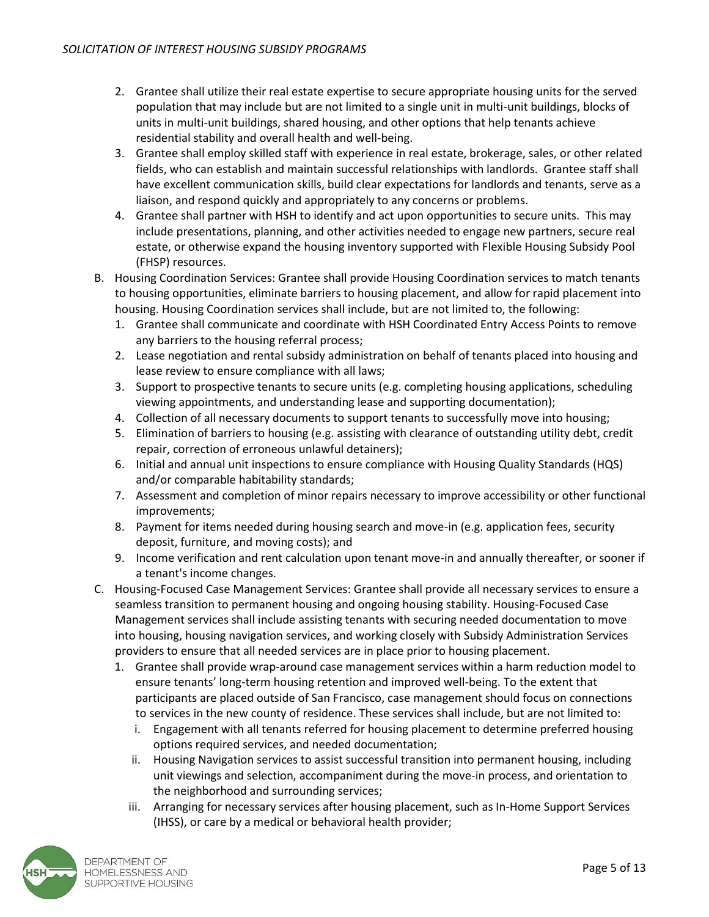2. Grantee shall utilize their real estate expertise to secure appropriate housing units for the served population that may include but are not limited to a single unit in multi-unit buildings, blocks of units in multi-unit buildings, shared housing, and other options that help tenants achieve residential stability and overall health and well-being.
3. Grantee shall employ skilled staff with experience in real estate, brokerage, sales, or other related fields, who can establish and maintain successful relationships with landlords. Grantee staff shall have excellent communication skills, build clear expectations for landlords and tenants, serve as a liaison, and respond quickly and appropriately to any concerns or problems.
4. Grantee shall partner with HSH to identify and act upon opportunities to secure units. This may include presentations, planning, and other activities needed to engage new partners, secure real estate, or otherwise expand the housing inventory supported with Flexible Housing Subsidy Pool (FHSP) resources.

B. Housing Coordination Services: Grantee shall provide Housing Coordination services to match tenants to housing opportunities, eliminate barriers to housing placement, and allow for rapid placement into housing. Housing Coordination services shall include, but are not limited to, the following:
   1. Grantee shall communicate and coordinate with HSH Coordinated Entry Access Points to remove any barriers to the housing referral process;
   2. Lease negotiation and rental subsidy administration on behalf of tenants placed into housing and lease review to ensure compliance with all laws;
   3. Support to prospective tenants to secure units (e.g. completing housing applications, scheduling viewing appointments, and understanding lease and supporting documentation);
   4. Collection of all necessary documents to support tenants to successfully move into housing;
   5. Elimination of barriers to housing (e.g. assisting with clearance of outstanding utility debt, credit repair, correction of erroneous unlawful detainers);
   6. Initial and annual unit inspections to ensure compliance with Housing Quality Standards (HQS) and/or comparable habitability standards;
   7. Assessment and completion of minor repairs necessary to improve accessibility or other functional improvements;
   8. Payment for items needed during housing search and move-in (e.g. application fees, security deposit, furniture, and moving costs); and
   9. Income verification and rent calculation upon tenant move-in and annually thereafter, or sooner if a tenant's income changes.

C. Housing-Focused Case Management Services: Grantee shall provide all necessary services to ensure a seamless transition to permanent housing and ongoing housing stability. Housing-Focused Case Management services shall include assisting tenants with securing needed documentation to move into housing, housing navigation services, and working closely with Subsidy Administration Services providers to ensure that all needed services are in place prior to housing placement.
   1. Grantee shall provide wrap-around case management services within a harm reduction model to ensure tenants' long-term housing retention and improved well-being. To the extent that participants are placed outside of San Francisco, case management should focus on connections to services in the new county of residence. These services shall include, but are not limited to:
      i. Engagement with all tenants referred for housing placement to determine preferred housing options required services, and needed documentation;
      ii. Housing Navigation services to assist successful transition into permanent housing, including unit viewings and selection, accompaniment during the move-in process, and orientation to the neighborhood and surrounding services;
      iii. Arranging for necessary services after housing placement, such as In-Home Support Services (IHSS), or care by a medical or behavioral health provider;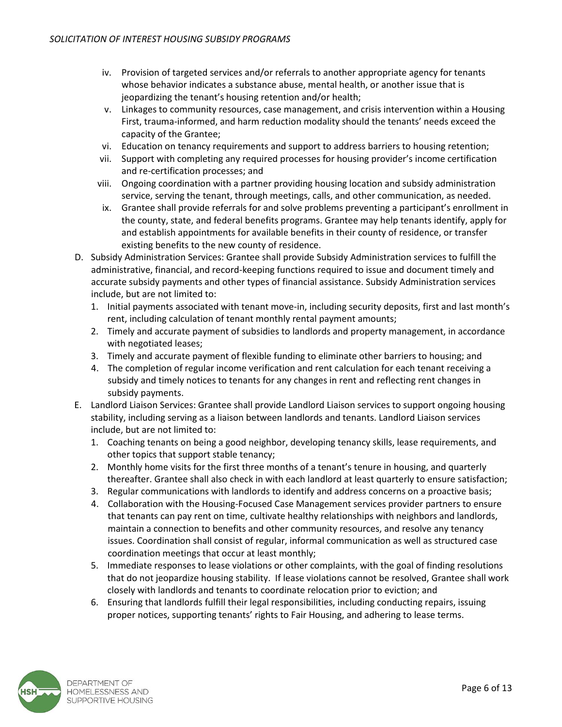iv. Provision of targeted services and/or referrals to another appropriate agency for tenants whose behavior indicates a substance abuse, mental health, or another issue that is jeopardizing the tenant's housing retention and/or health;

v. Linkages to community resources, case management, and crisis intervention within a Housing First, trauma-informed, and harm reduction modality should the tenants' needs exceed the capacity of the Grantee;

vi. Education on tenancy requirements and support to address barriers to housing retention;

vii. Support with completing any required processes for housing provider's income certification and re-certification processes; and

viii. Ongoing coordination with a partner providing housing location and subsidy administration service, serving the tenant, through meetings, calls, and other communication, as needed.

ix. Grantee shall provide referrals for and solve problems preventing a participant's enrollment in the county, state, and federal benefits programs. Grantee may help tenants identify, apply for and establish appointments for available benefits in their county of residence, or transfer existing benefits to the new county of residence.

D. Subsidy Administration Services: Grantee shall provide Subsidy Administration services to fulfill the administrative, financial, and record-keeping functions required to issue and document timely and accurate subsidy payments and other types of financial assistance. Subsidy Administration services include, but are not limited to:

1. Initial payments associated with tenant move-in, including security deposits, first and last month's rent, including calculation of tenant monthly rental payment amounts;
2. Timely and accurate payment of subsidies to landlords and property management, in accordance with negotiated leases;
3. Timely and accurate payment of flexible funding to eliminate other barriers to housing; and
4. The completion of regular income verification and rent calculation for each tenant receiving a subsidy and timely notices to tenants for any changes in rent and reflecting rent changes in subsidy payments.

E. Landlord Liaison Services: Grantee shall provide Landlord Liaison services to support ongoing housing stability, including serving as a liaison between landlords and tenants. Landlord Liaison services include, but are not limited to:

1. Coaching tenants on being a good neighbor, developing tenancy skills, lease requirements, and other topics that support stable tenancy;
2. Monthly home visits for the first three months of a tenant's tenure in housing, and quarterly thereafter. Grantee shall also check in with each landlord at least quarterly to ensure satisfaction;
3. Regular communications with landlords to identify and address concerns on a proactive basis;
4. Collaboration with the Housing-Focused Case Management services provider partners to ensure that tenants can pay rent on time, cultivate healthy relationships with neighbors and landlords, maintain a connection to benefits and other community resources, and resolve any tenancy issues. Coordination shall consist of regular, informal communication as well as structured case coordination meetings that occur at least monthly;
5. Immediate responses to lease violations or other complaints, with the goal of finding resolutions that do not jeopardize housing stability. If lease violations cannot be resolved, Grantee shall work closely with landlords and tenants to coordinate relocation prior to eviction; and
6. Ensuring that landlords fulfill their legal responsibilities, including conducting repairs, issuing proper notices, supporting tenants' rights to Fair Housing, and adhering to lease terms.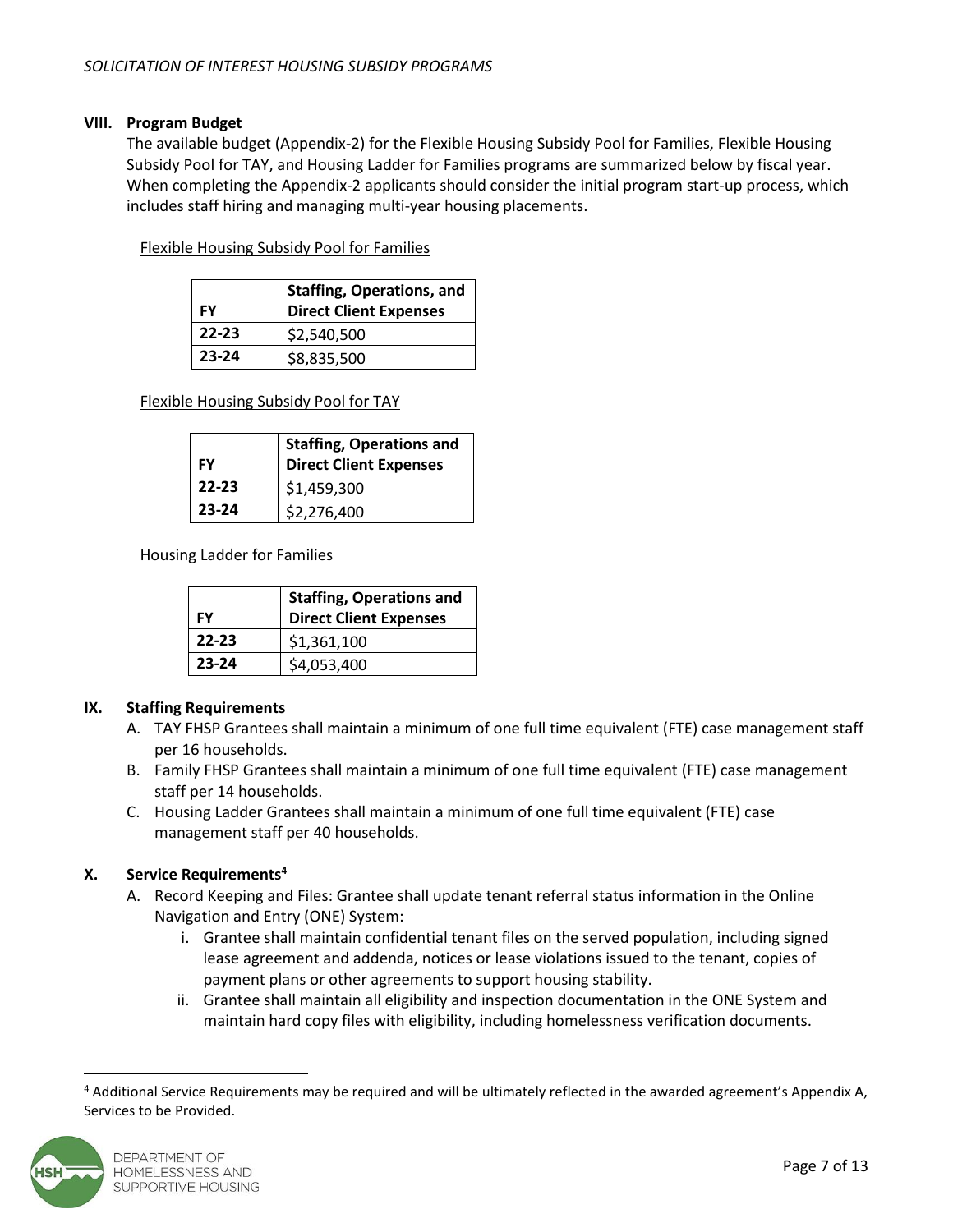## VIII. Program Budget

The available budget (Appendix-2) for the Flexible Housing Subsidy Pool for Families, Flexible Housing Subsidy Pool for TAY, and Housing Ladder for Families programs are summarized below by fiscal year. When completing the Appendix-2 applicants should consider the initial program start-up process, which includes staff hiring and managing multi-year housing placements.

Flexible Housing Subsidy Pool for Families

| FY | Staffing, Operations, and Direct Client Expenses |
|---|---|
| 22-23 | $2,540,500 |
| 23-24 | $8,835,500 |

Flexible Housing Subsidy Pool for TAY

| FY | Staffing, Operations and Direct Client Expenses |
|---|---|
| 22-23 | $1,459,300 |
| 23-24 | $2,276,400 |

Housing Ladder for Families

| FY | Staffing, Operations and Direct Client Expenses |
|---|---|
| 22-23 | $1,361,100 |
| 23-24 | $4,053,400 |

## IX. Staffing Requirements

A. TAY FHSP Grantees shall maintain a minimum of one full time equivalent (FTE) case management staff per 16 households.

B. Family FHSP Grantees shall maintain a minimum of one full time equivalent (FTE) case management staff per 14 households.

C. Housing Ladder Grantees shall maintain a minimum of one full time equivalent (FTE) case management staff per 40 households.

## X. Service Requirements[4]

A. Record Keeping and Files: Grantee shall update tenant referral status information in the Online Navigation and Entry (ONE) System:

i. Grantee shall maintain confidential tenant files on the served population, including signed lease agreement and addenda, notices or lease violations issued to the tenant, copies of payment plans or other agreements to support housing stability.

ii. Grantee shall maintain all eligibility and inspection documentation in the ONE System and maintain hard copy files with eligibility, including homelessness verification documents.

---

[4] Additional Service Requirements may be required and will be ultimately reflected in the awarded agreement's Appendix A, Services to be Provided.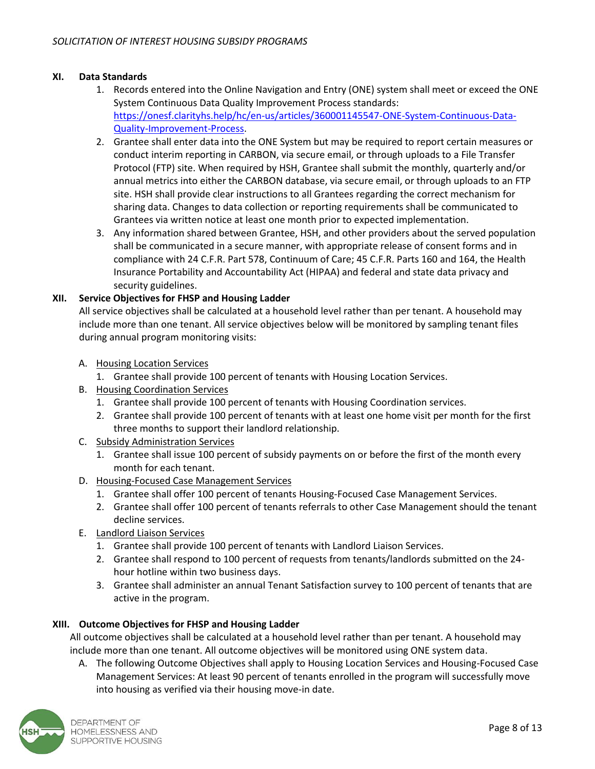## XI. Data Standards

1. Records entered into the Online Navigation and Entry (ONE) system shall meet or exceed the ONE System Continuous Data Quality Improvement Process standards: [https://onesf.clarityhs.help/hc/en-us/articles/360001145547-ONE-System-Continuous-Data-Quality-Improvement-Process](https://onesf.clarityhs.help/hc/en-us/articles/360001145547-ONE-System-Continuous-Data-Quality-Improvement-Process).
2. Grantee shall enter data into the ONE System but may be required to report certain measures or conduct interim reporting in CARBON, via secure email, or through uploads to a File Transfer Protocol (FTP) site. When required by HSH, Grantee shall submit the monthly, quarterly and/or annual metrics into either the CARBON database, via secure email, or through uploads to an FTP site. HSH shall provide clear instructions to all Grantees regarding the correct mechanism for sharing data. Changes to data collection or reporting requirements shall be communicated to Grantees via written notice at least one month prior to expected implementation.
3. Any information shared between Grantee, HSH, and other providers about the served population shall be communicated in a secure manner, with appropriate release of consent forms and in compliance with 24 C.F.R. Part 578, Continuum of Care; 45 C.F.R. Parts 160 and 164, the Health Insurance Portability and Accountability Act (HIPAA) and federal and state data privacy and security guidelines.

## XII. Service Objectives for FHSP and Housing Ladder

All service objectives shall be calculated at a household level rather than per tenant. A household may include more than one tenant. All service objectives below will be monitored by sampling tenant files during annual program monitoring visits:

A. Housing Location Services
   1. Grantee shall provide 100 percent of tenants with Housing Location Services.

B. Housing Coordination Services
   1. Grantee shall provide 100 percent of tenants with Housing Coordination services.
   2. Grantee shall provide 100 percent of tenants with at least one home visit per month for the first three months to support their landlord relationship.

C. Subsidy Administration Services
   1. Grantee shall issue 100 percent of subsidy payments on or before the first of the month every month for each tenant.

D. Housing-Focused Case Management Services
   1. Grantee shall offer 100 percent of tenants Housing-Focused Case Management Services.
   2. Grantee shall offer 100 percent of tenants referrals to other Case Management should the tenant decline services.

E. Landlord Liaison Services
   1. Grantee shall provide 100 percent of tenants with Landlord Liaison Services.
   2. Grantee shall respond to 100 percent of requests from tenants/landlords submitted on the 24-hour hotline within two business days.
   3. Grantee shall administer an annual Tenant Satisfaction survey to 100 percent of tenants that are active in the program.

## XIII. Outcome Objectives for FHSP and Housing Ladder

All outcome objectives shall be calculated at a household level rather than per tenant. A household may include more than one tenant. All outcome objectives will be monitored using ONE system data.

A. The following Outcome Objectives shall apply to Housing Location Services and Housing-Focused Case Management Services: At least 90 percent of tenants enrolled in the program will successfully move into housing as verified via their housing move-in date.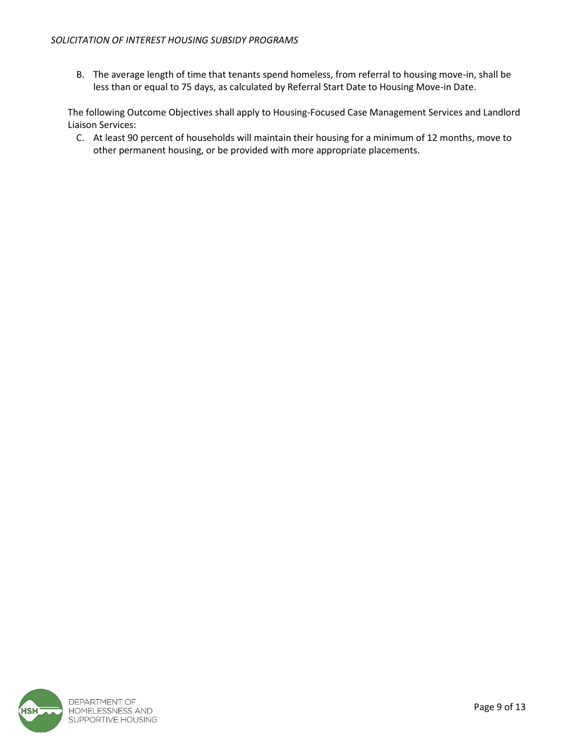B. The average length of time that tenants spend homeless, from referral to housing move-in, shall be less than or equal to 75 days, as calculated by Referral Start Date to Housing Move-in Date.

The following Outcome Objectives shall apply to Housing-Focused Case Management Services and Landlord Liaison Services:

C. At least 90 percent of households will maintain their housing for a minimum of 12 months, move to other permanent housing, or be provided with more appropriate placements.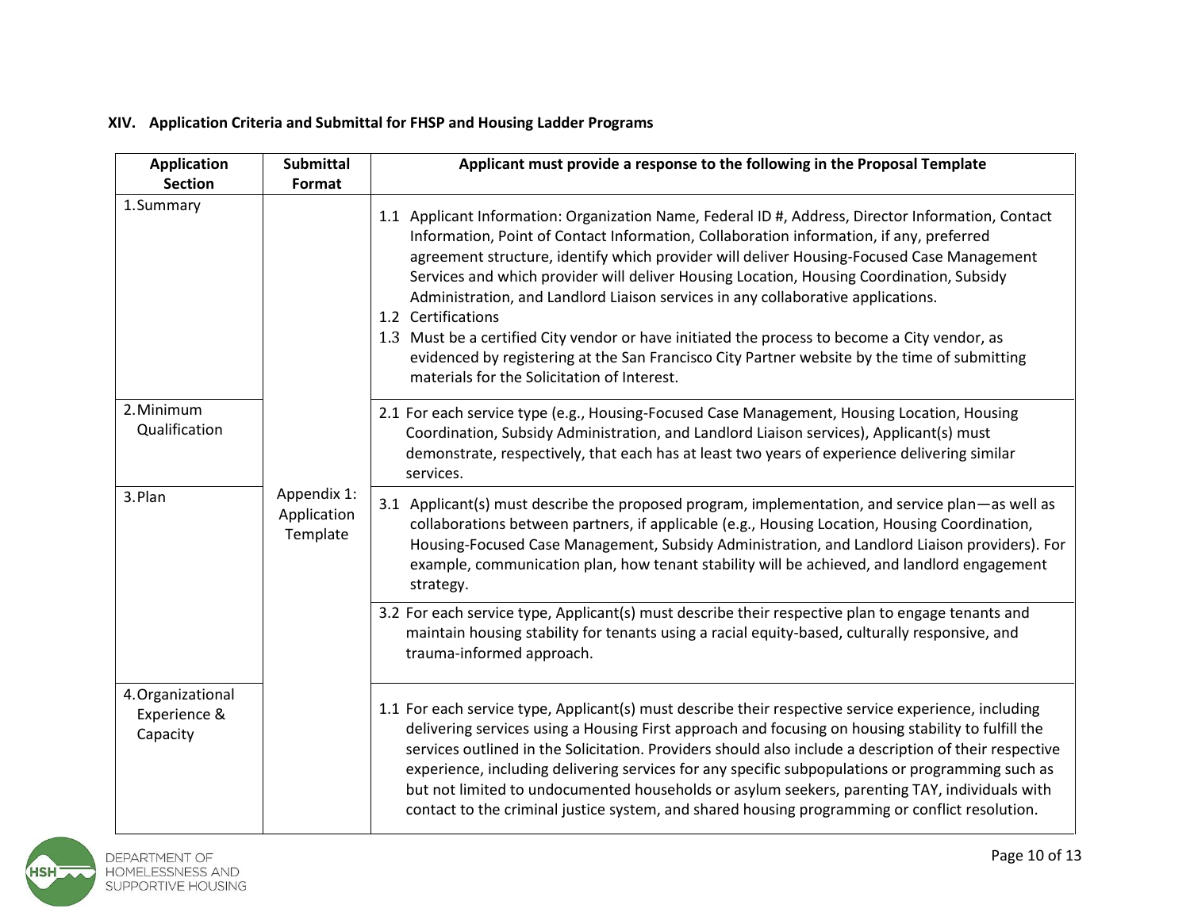## XIV. Application Criteria and Submittal for FHSP and Housing Ladder Programs

| Application Section | Submittal Format | Applicant must provide a response to the following in the Proposal Template |
|---|---|---|
| 1. Summary | Appendix 1: Application Template | 1.1 Applicant Information: Organization Name, Federal ID #, Address, Director Information, Contact Information, Point of Contact Information, Collaboration information, if any, preferred agreement structure, identify which provider will deliver Housing-Focused Case Management Services and which provider will deliver Housing Location, Housing Coordination, Subsidy Administration, and Landlord Liaison services in any collaborative applications.<br>1.2 Certifications<br>1.3 Must be a certified City vendor or have initiated the process to become a City vendor, as evidenced by registering at the San Francisco City Partner website by the time of submitting materials for the Solicitation of Interest. |
| 2. Minimum Qualification | | 2.1 For each service type (e.g., Housing-Focused Case Management, Housing Location, Housing Coordination, Subsidy Administration, and Landlord Liaison services), Applicant(s) must demonstrate, respectively, that each has at least two years of experience delivering similar services. |
| 3. Plan | | 3.1 Applicant(s) must describe the proposed program, implementation, and service plan—as well as collaborations between partners, if applicable (e.g., Housing Location, Housing Coordination, Housing-Focused Case Management, Subsidy Administration, and Landlord Liaison providers). For example, communication plan, how tenant stability will be achieved, and landlord engagement strategy. |
| | | 3.2 For each service type, Applicant(s) must describe their respective plan to engage tenants and maintain housing stability for tenants using a racial equity-based, culturally responsive, and trauma-informed approach. |
| 4. Organizational Experience & Capacity | | 1.1 For each service type, Applicant(s) must describe their respective service experience, including delivering services using a Housing First approach and focusing on housing stability to fulfill the services outlined in the Solicitation. Providers should also include a description of their respective experience, including delivering services for any specific subpopulations or programming such as but not limited to undocumented households or asylum seekers, parenting TAY, individuals with contact to the criminal justice system, and shared housing programming or conflict resolution. |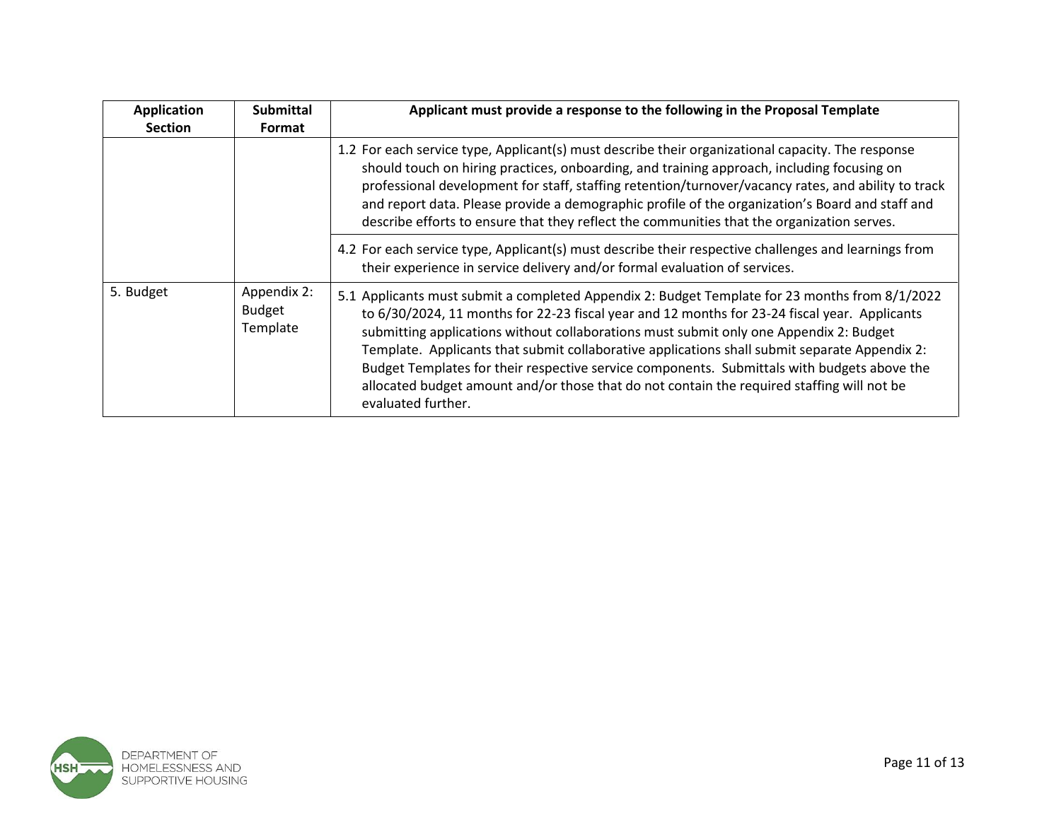| Application Section | Submittal Format | Applicant must provide a response to the following in the Proposal Template |
|---|---|---|
| | | 1.2 For each service type, Applicant(s) must describe their organizational capacity. The response should touch on hiring practices, onboarding, and training approach, including focusing on professional development for staff, staffing retention/turnover/vacancy rates, and ability to track and report data. Please provide a demographic profile of the organization's Board and staff and describe efforts to ensure that they reflect the communities that the organization serves. |
| | | 4.2 For each service type, Applicant(s) must describe their respective challenges and learnings from their experience in service delivery and/or formal evaluation of services. |
| 5. Budget | Appendix 2: Budget Template | 5.1 Applicants must submit a completed Appendix 2: Budget Template for 23 months from 8/1/2022 to 6/30/2024, 11 months for 22-23 fiscal year and 12 months for 23-24 fiscal year. Applicants submitting applications without collaborations must submit only one Appendix 2: Budget Template. Applicants that submit collaborative applications shall submit separate Appendix 2: Budget Templates for their respective service components. Submittals with budgets above the allocated budget amount and/or those that do not contain the required staffing will not be evaluated further. |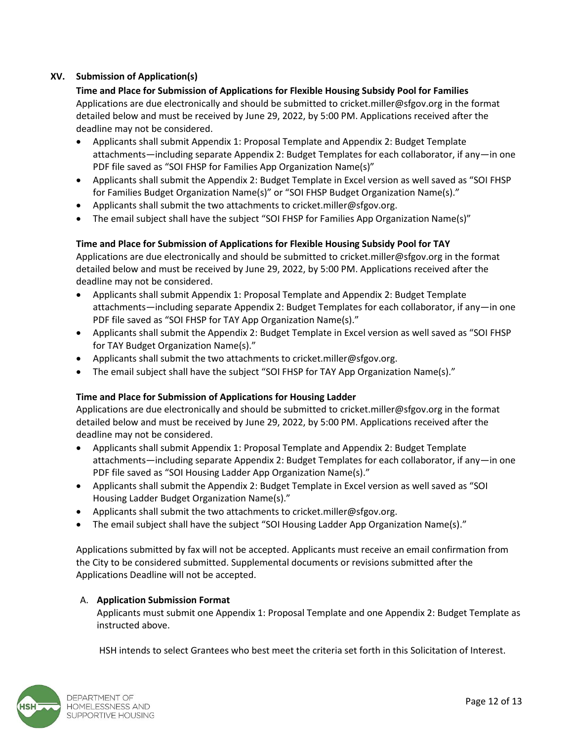## XV. Submission of Application(s)

**Time and Place for Submission of Applications for Flexible Housing Subsidy Pool for Families**

Applications are due electronically and should be submitted to cricket.miller@sfgov.org in the format detailed below and must be received by June 29, 2022, by 5:00 PM. Applications received after the deadline may not be considered.

- Applicants shall submit Appendix 1: Proposal Template and Appendix 2: Budget Template attachments—including separate Appendix 2: Budget Templates for each collaborator, if any—in one PDF file saved as "SOI FHSP for Families App Organization Name(s)"
- Applicants shall submit the Appendix 2: Budget Template in Excel version as well saved as "SOI FHSP for Families Budget Organization Name(s)" or "SOI FHSP Budget Organization Name(s)."
- Applicants shall submit the two attachments to cricket.miller@sfgov.org.
- The email subject shall have the subject "SOI FHSP for Families App Organization Name(s)"

**Time and Place for Submission of Applications for Flexible Housing Subsidy Pool for TAY**

Applications are due electronically and should be submitted to cricket.miller@sfgov.org in the format detailed below and must be received by June 29, 2022, by 5:00 PM. Applications received after the deadline may not be considered.

- Applicants shall submit Appendix 1: Proposal Template and Appendix 2: Budget Template attachments—including separate Appendix 2: Budget Templates for each collaborator, if any—in one PDF file saved as "SOI FHSP for TAY App Organization Name(s)."
- Applicants shall submit the Appendix 2: Budget Template in Excel version as well saved as "SOI FHSP for TAY Budget Organization Name(s)."
- Applicants shall submit the two attachments to cricket.miller@sfgov.org.
- The email subject shall have the subject "SOI FHSP for TAY App Organization Name(s)."

**Time and Place for Submission of Applications for Housing Ladder**

Applications are due electronically and should be submitted to cricket.miller@sfgov.org in the format detailed below and must be received by June 29, 2022, by 5:00 PM. Applications received after the deadline may not be considered.

- Applicants shall submit Appendix 1: Proposal Template and Appendix 2: Budget Template attachments—including separate Appendix 2: Budget Templates for each collaborator, if any—in one PDF file saved as "SOI Housing Ladder App Organization Name(s)."
- Applicants shall submit the Appendix 2: Budget Template in Excel version as well saved as "SOI Housing Ladder Budget Organization Name(s)."
- Applicants shall submit the two attachments to cricket.miller@sfgov.org.
- The email subject shall have the subject "SOI Housing Ladder App Organization Name(s)."

Applications submitted by fax will not be accepted. Applicants must receive an email confirmation from the City to be considered submitted. Supplemental documents or revisions submitted after the Applications Deadline will not be accepted.

### A. Application Submission Format

Applicants must submit one Appendix 1: Proposal Template and one Appendix 2: Budget Template as instructed above.

HSH intends to select Grantees who best meet the criteria set forth in this Solicitation of Interest.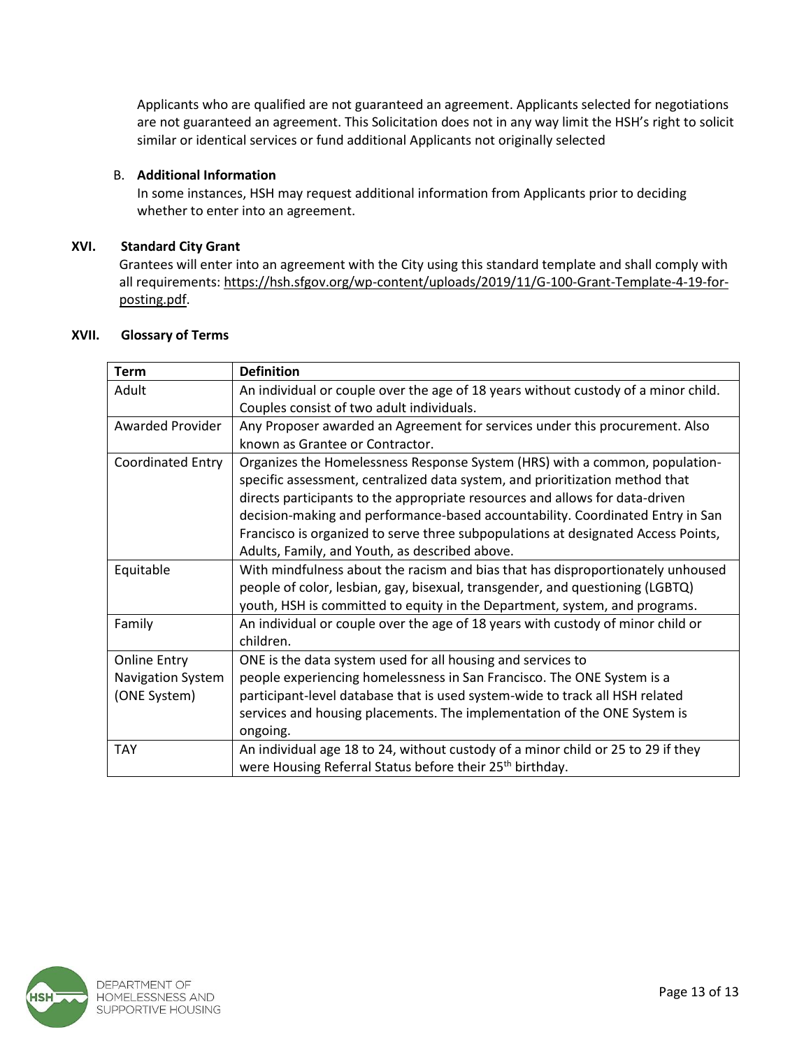Applicants who are qualified are not guaranteed an agreement. Applicants selected for negotiations are not guaranteed an agreement. This Solicitation does not in any way limit the HSH's right to solicit similar or identical services or fund additional Applicants not originally selected

B. **Additional Information**

In some instances, HSH may request additional information from Applicants prior to deciding whether to enter into an agreement.

## XVI. Standard City Grant

Grantees will enter into an agreement with the City using this standard template and shall comply with all requirements: https://hsh.sfgov.org/wp-content/uploads/2019/11/G-100-Grant-Template-4-19-for-posting.pdf.

## XVII. Glossary of Terms

| Term | Definition |
|---|---|
| Adult | An individual or couple over the age of 18 years without custody of a minor child. Couples consist of two adult individuals. |
| Awarded Provider | Any Proposer awarded an Agreement for services under this procurement. Also known as Grantee or Contractor. |
| Coordinated Entry | Organizes the Homelessness Response System (HRS) with a common, population-specific assessment, centralized data system, and prioritization method that directs participants to the appropriate resources and allows for data-driven decision-making and performance-based accountability. Coordinated Entry in San Francisco is organized to serve three subpopulations at designated Access Points, Adults, Family, and Youth, as described above. |
| Equitable | With mindfulness about the racism and bias that has disproportionately unhoused people of color, lesbian, gay, bisexual, transgender, and questioning (LGBTQ) youth, HSH is committed to equity in the Department, system, and programs. |
| Family | An individual or couple over the age of 18 years with custody of minor child or children. |
| Online Entry Navigation System (ONE System) | ONE is the data system used for all housing and services to people experiencing homelessness in San Francisco. The ONE System is a participant-level database that is used system-wide to track all HSH related services and housing placements. The implementation of the ONE System is ongoing. |
| TAY | An individual age 18 to 24, without custody of a minor child or 25 to 29 if they were Housing Referral Status before their 25th birthday. |